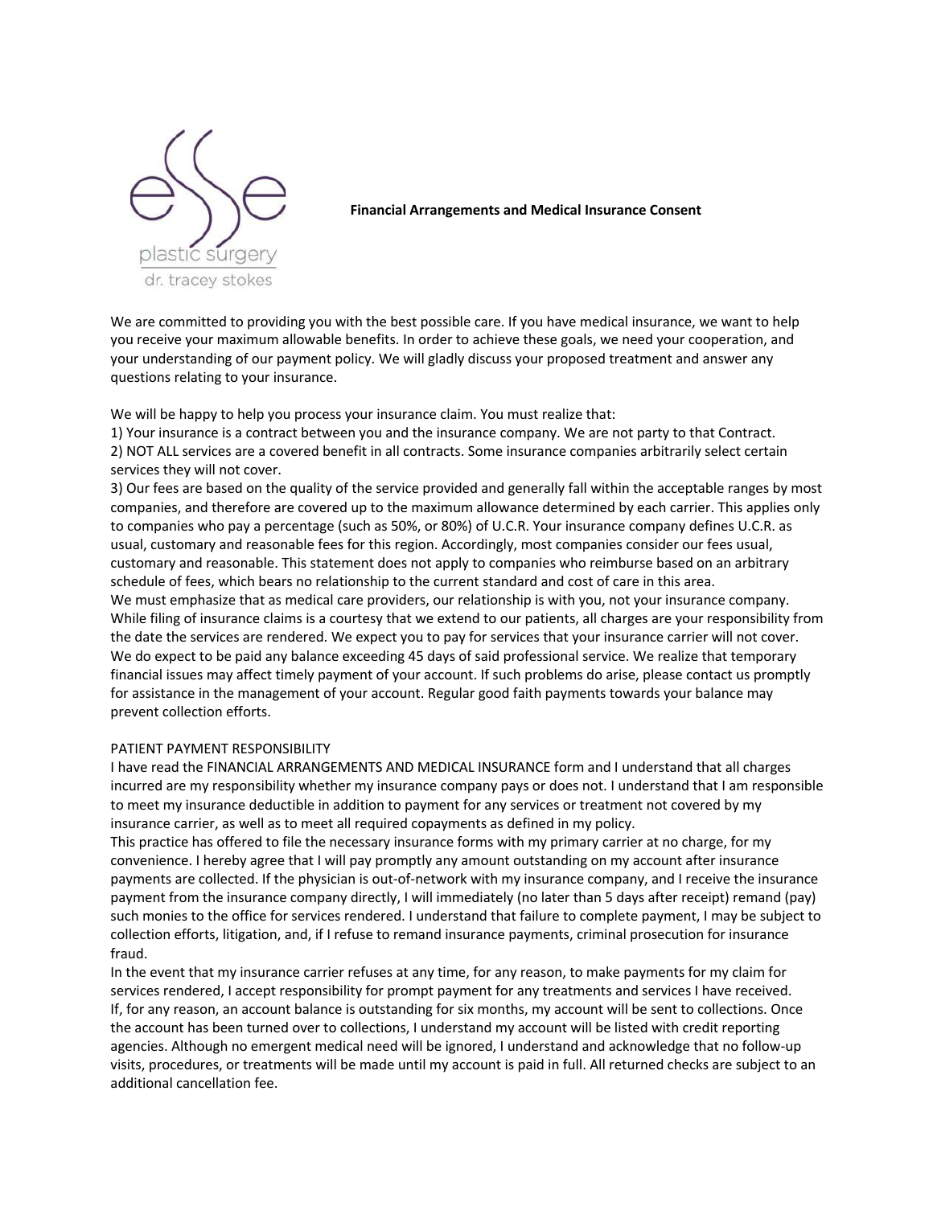esse plastic surgery
dr. tracey stokes

## Financial Arrangements and Medical Insurance Consent

We are committed to providing you with the best possible care. If you have medical insurance, we want to help you receive your maximum allowable benefits. In order to achieve these goals, we need your cooperation, and your understanding of our payment policy. We will gladly discuss your proposed treatment and answer any questions relating to your insurance.

We will be happy to help you process your insurance claim. You must realize that:
1) Your insurance is a contract between you and the insurance company. We are not party to that Contract.
2) NOT ALL services are a covered benefit in all contracts. Some insurance companies arbitrarily select certain services they will not cover.
3) Our fees are based on the quality of the service provided and generally fall within the acceptable ranges by most companies, and therefore are covered up to the maximum allowance determined by each carrier. This applies only to companies who pay a percentage (such as 50%, or 80%) of U.C.R. Your insurance company defines U.C.R. as usual, customary and reasonable fees for this region. Accordingly, most companies consider our fees usual, customary and reasonable. This statement does not apply to companies who reimburse based on an arbitrary schedule of fees, which bears no relationship to the current standard and cost of care in this area.

We must emphasize that as medical care providers, our relationship is with you, not your insurance company. While filing of insurance claims is a courtesy that we extend to our patients, all charges are your responsibility from the date the services are rendered. We expect you to pay for services that your insurance carrier will not cover. We do expect to be paid any balance exceeding 45 days of said professional service. We realize that temporary financial issues may affect timely payment of your account. If such problems do arise, please contact us promptly for assistance in the management of your account. Regular good faith payments towards your balance may prevent collection efforts.

PATIENT PAYMENT RESPONSIBILITY

I have read the FINANCIAL ARRANGEMENTS AND MEDICAL INSURANCE form and I understand that all charges incurred are my responsibility whether my insurance company pays or does not. I understand that I am responsible to meet my insurance deductible in addition to payment for any services or treatment not covered by my insurance carrier, as well as to meet all required copayments as defined in my policy.

This practice has offered to file the necessary insurance forms with my primary carrier at no charge, for my convenience. I hereby agree that I will pay promptly any amount outstanding on my account after insurance payments are collected. If the physician is out-of-network with my insurance company, and I receive the insurance payment from the insurance company directly, I will immediately (no later than 5 days after receipt) remand (pay) such monies to the office for services rendered. I understand that failure to complete payment, I may be subject to collection efforts, litigation, and, if I refuse to remand insurance payments, criminal prosecution for insurance fraud.

In the event that my insurance carrier refuses at any time, for any reason, to make payments for my claim for services rendered, I accept responsibility for prompt payment for any treatments and services I have received.

If, for any reason, an account balance is outstanding for six months, my account will be sent to collections. Once the account has been turned over to collections, I understand my account will be listed with credit reporting agencies. Although no emergent medical need will be ignored, I understand and acknowledge that no follow-up visits, procedures, or treatments will be made until my account is paid in full. All returned checks are subject to an additional cancellation fee.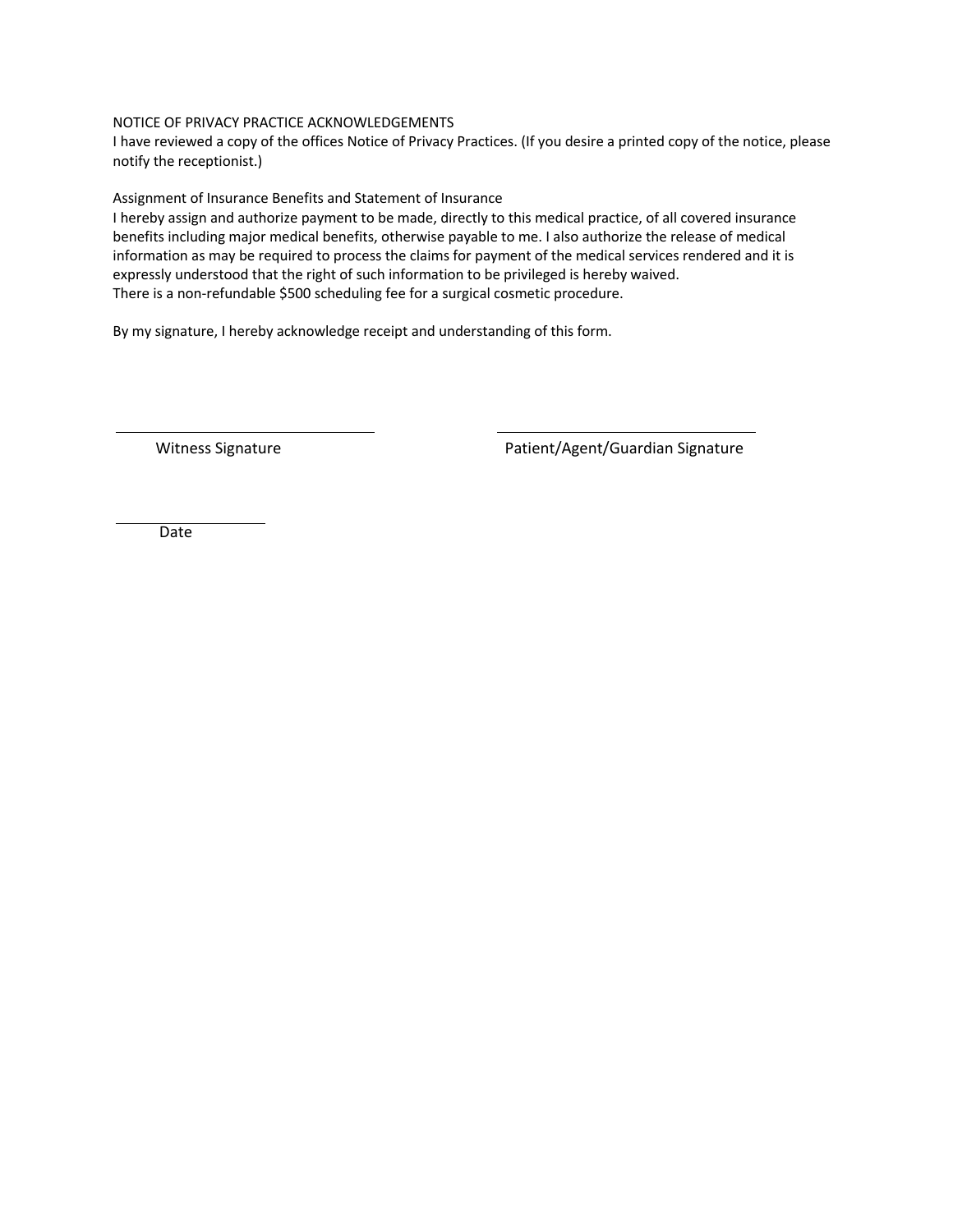NOTICE OF PRIVACY PRACTICE ACKNOWLEDGEMENTS

I have reviewed a copy of the offices Notice of Privacy Practices. (If you desire a printed copy of the notice, please notify the receptionist.)

Assignment of Insurance Benefits and Statement of Insurance

I hereby assign and authorize payment to be made, directly to this medical practice, of all covered insurance benefits including major medical benefits, otherwise payable to me. I also authorize the release of medical information as may be required to process the claims for payment of the medical services rendered and it is expressly understood that the right of such information to be privileged is hereby waived.

There is a non-refundable $500 scheduling fee for a surgical cosmetic procedure.

By my signature, I hereby acknowledge receipt and understanding of this form.

\_\_\_\_\_\_\_\_\_\_\_\_\_\_\_\_\_\_\_\_\_\_\_\_\_\_\_\_
Witness Signature

\_\_\_\_\_\_\_\_\_\_\_\_\_\_\_\_\_\_\_\_\_\_\_\_\_\_\_\_
Patient/Agent/Guardian Signature

\_\_\_\_\_\_\_\_\_\_\_\_\_\_\_\_
Date